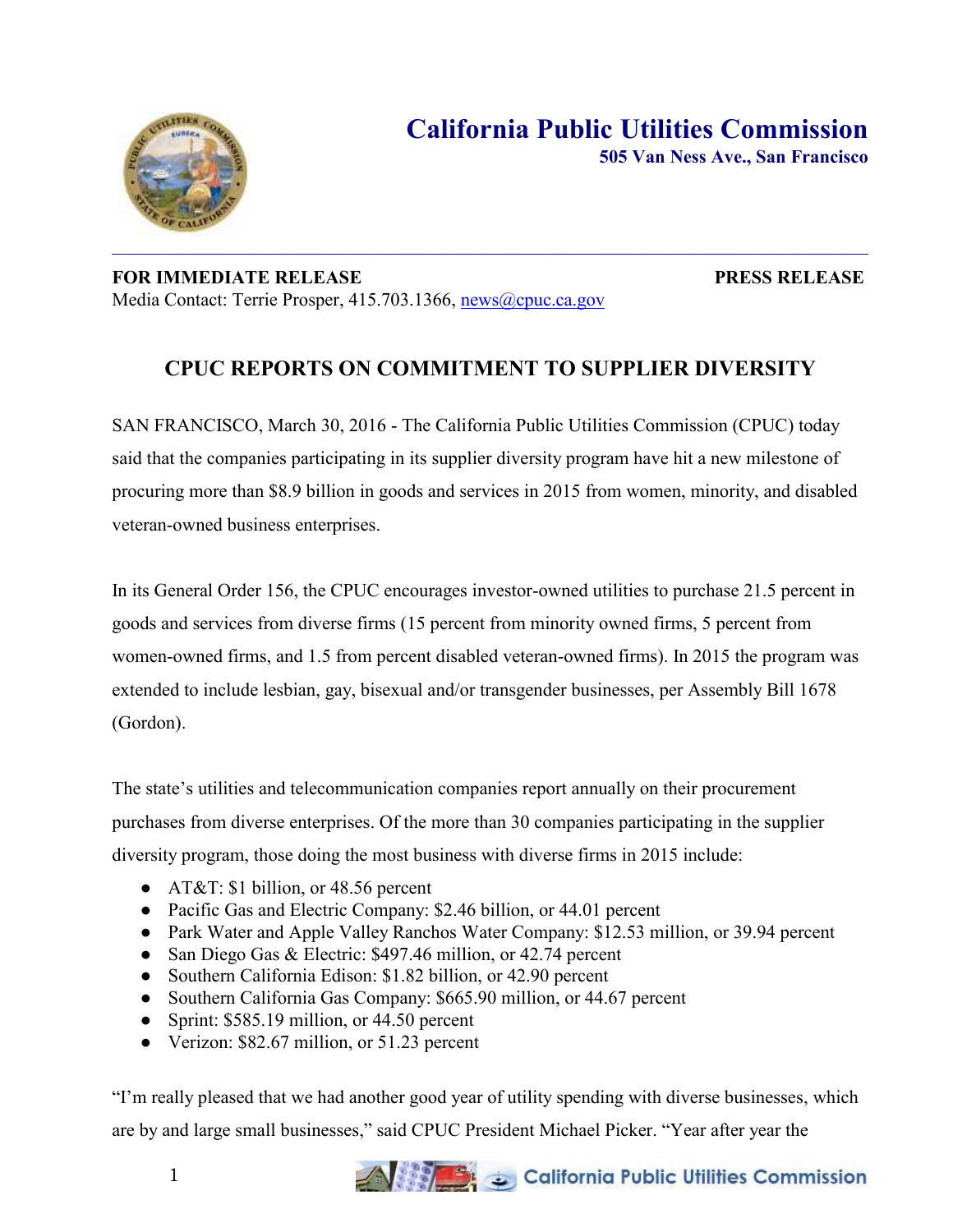# California Public Utilities Commission

**505 Van Ness Ave., San Francisco**

---

**FOR IMMEDIATE RELEASE** **PRESS RELEASE**

Media Contact: Terrie Prosper, 415.703.1366, news@cpuc.ca.gov

## CPUC REPORTS ON COMMITMENT TO SUPPLIER DIVERSITY

SAN FRANCISCO, March 30, 2016 - The California Public Utilities Commission (CPUC) today said that the companies participating in its supplier diversity program have hit a new milestone of procuring more than $8.9 billion in goods and services in 2015 from women, minority, and disabled veteran-owned business enterprises.

In its General Order 156, the CPUC encourages investor-owned utilities to purchase 21.5 percent in goods and services from diverse firms (15 percent from minority owned firms, 5 percent from women-owned firms, and 1.5 from percent disabled veteran-owned firms). In 2015 the program was extended to include lesbian, gay, bisexual and/or transgender businesses, per Assembly Bill 1678 (Gordon).

The state's utilities and telecommunication companies report annually on their procurement purchases from diverse enterprises. Of the more than 30 companies participating in the supplier diversity program, those doing the most business with diverse firms in 2015 include:

- AT&T: $1 billion, or 48.56 percent
- Pacific Gas and Electric Company: $2.46 billion, or 44.01 percent
- Park Water and Apple Valley Ranchos Water Company: $12.53 million, or 39.94 percent
- San Diego Gas & Electric: $497.46 million, or 42.74 percent
- Southern California Edison: $1.82 billion, or 42.90 percent
- Southern California Gas Company: $665.90 million, or 44.67 percent
- Sprint: $585.19 million, or 44.50 percent
- Verizon: $82.67 million, or 51.23 percent

"I'm really pleased that we had another good year of utility spending with diverse businesses, which are by and large small businesses," said CPUC President Michael Picker. "Year after year the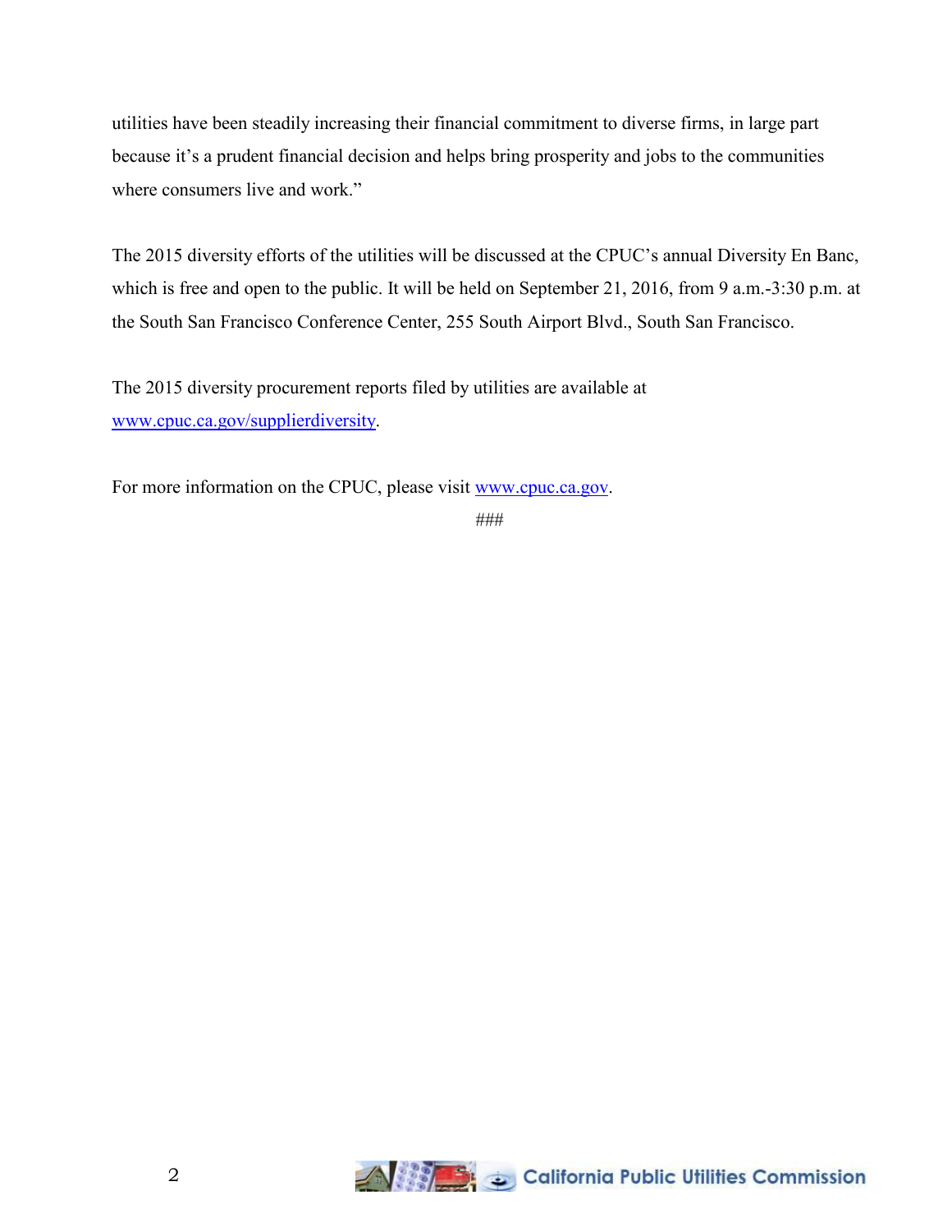utilities have been steadily increasing their financial commitment to diverse firms, in large part because it's a prudent financial decision and helps bring prosperity and jobs to the communities where consumers live and work."

The 2015 diversity efforts of the utilities will be discussed at the CPUC's annual Diversity En Banc, which is free and open to the public. It will be held on September 21, 2016, from 9 a.m.-3:30 p.m. at the South San Francisco Conference Center, 255 South Airport Blvd., South San Francisco.

The 2015 diversity procurement reports filed by utilities are available at [www.cpuc.ca.gov/supplierdiversity](www.cpuc.ca.gov/supplierdiversity).

For more information on the CPUC, please visit [www.cpuc.ca.gov](www.cpuc.ca.gov).

###